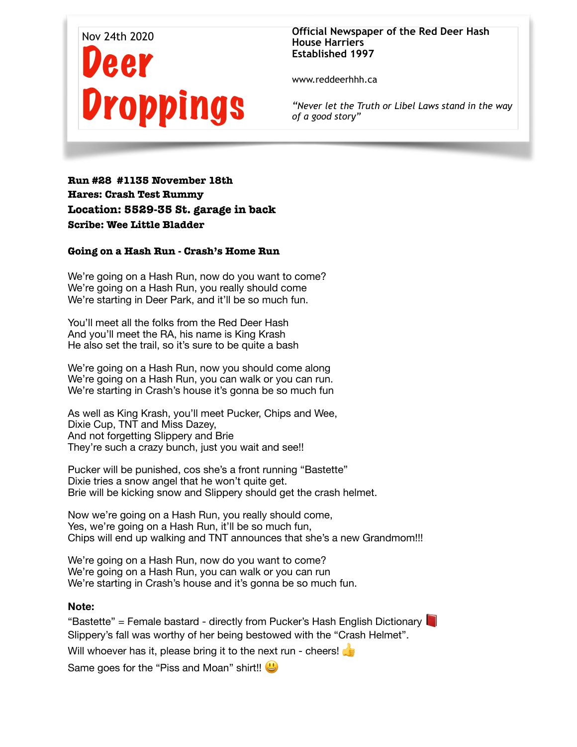Nov 24th 2020

# Deer Droppings

**Official Newspaper of the Red Deer Hash House Harriers**
**Established 1997**

www.reddeerhhh.ca

*"Never let the Truth or Libel Laws stand in the way of a good story"*

**Run #28 #1135 November 18th**
**Hares: Crash Test Rummy**
**Location: 5529-35 St. garage in back**
**Scribe: Wee Little Bladder**

**Going on a Hash Run - Crash's Home Run**

We're going on a Hash Run, now do you want to come?
We're going on a Hash Run, you really should come
We're starting in Deer Park, and it'll be so much fun.

You'll meet all the folks from the Red Deer Hash
And you'll meet the RA, his name is King Krash
He also set the trail, so it's sure to be quite a bash

We're going on a Hash Run, now you should come along
We're going on a Hash Run, you can walk or you can run.
We're starting in Crash's house it's gonna be so much fun

As well as King Krash, you'll meet Pucker, Chips and Wee,
Dixie Cup, TNT and Miss Dazey,
And not forgetting Slippery and Brie
They're such a crazy bunch, just you wait and see!!

Pucker will be punished, cos she's a front running "Bastette"
Dixie tries a snow angel that he won't quite get.
Brie will be kicking snow and Slippery should get the crash helmet.

Now we're going on a Hash Run, you really should come,
Yes, we're going on a Hash Run, it'll be so much fun,
Chips will end up walking and TNT announces that she's a new Grandmom!!!

We're going on a Hash Run, now do you want to come?
We're going on a Hash Run, you can walk or you can run
We're starting in Crash's house and it's gonna be so much fun.

**Note:**
"Bastette" = Female bastard - directly from Pucker's Hash English Dictionary 📕
Slippery's fall was worthy of her being bestowed with the "Crash Helmet".
Will whoever has it, please bring it to the next run - cheers! 👍
Same goes for the "Piss and Moan" shirt!! 😃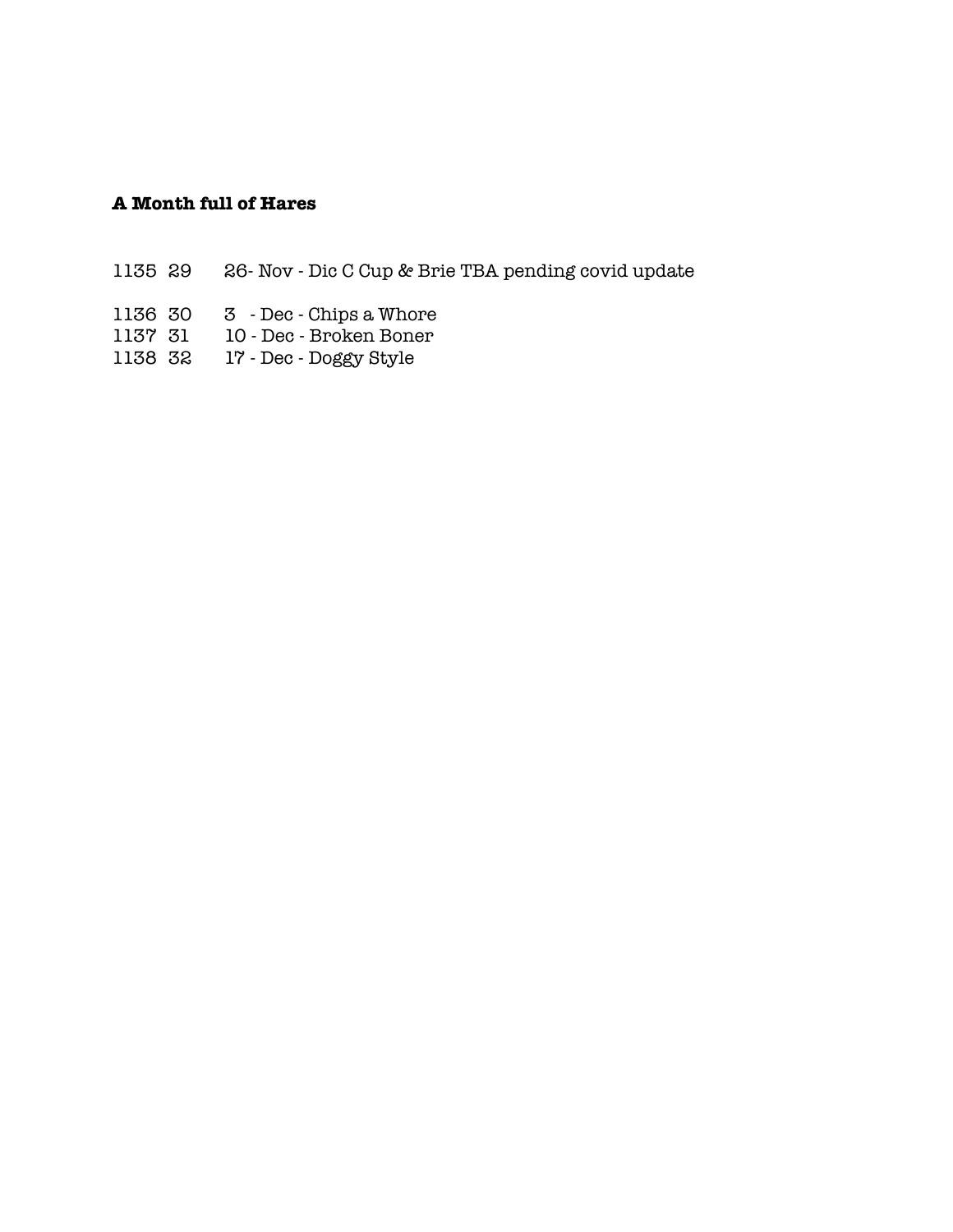**A Month full of Hares**

1135 29 26- Nov - Dic C Cup & Brie TBA pending covid update

1136 30 3 - Dec - Chips a Whore
1137 31 10 - Dec - Broken Boner
1138 32 17 - Dec - Doggy Style